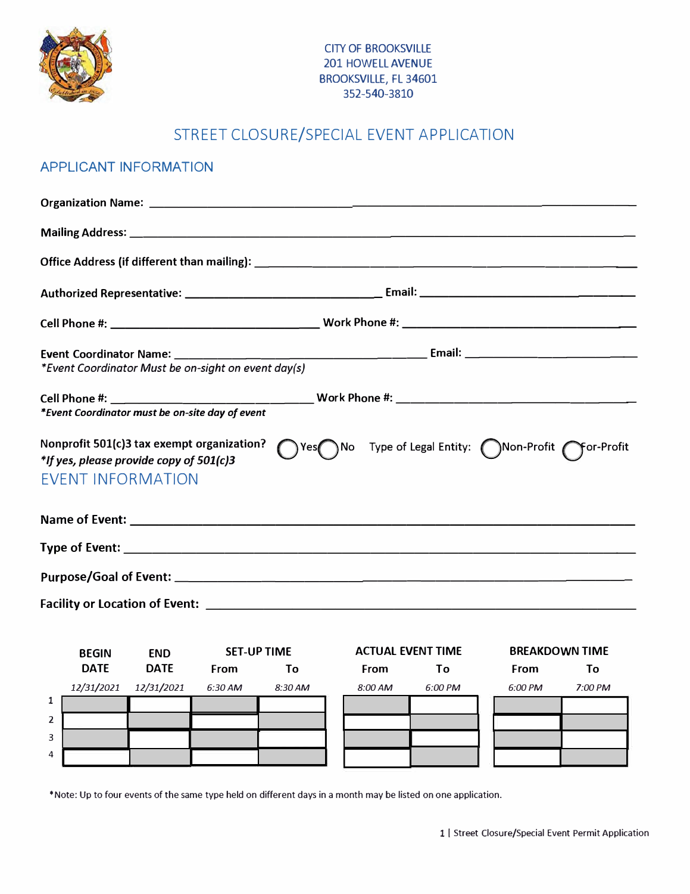CITY OF BROOKSVILLE
201 HOWELL AVENUE
BROOKSVILLE, FL 34601
352-540-3810

# STREET CLOSURE/SPECIAL EVENT APPLICATION

## APPLICANT INFORMATION

**Organization Name:** ______________________________

**Mailing Address:** ______________________________

**Office Address (if different than mailing):** ______________________________

**Authorized Representative:** ______________________________ **Email:** ______________________________

**Cell Phone #:** ______________________________ **Work Phone #:** ______________________________

**Event Coordinator Name:** ______________________________ **Email:** ______________________________
*\*Event Coordinator Must be on-sight on event day(s)*

**Cell Phone #:** ______________________________ **Work Phone #:** ______________________________
***\*Event Coordinator must be on-site day of event***

**Nonprofit 501(c)3 tax exempt organization?** ◯ Yes ◯ No Type of Legal Entity: ◯ Non-Profit ◯ For-Profit
***\*If yes, please provide copy of 501(c)3***

## EVENT INFORMATION

**Name of Event:** ______________________________

**Type of Event:** ______________________________

**Purpose/Goal of Event:** ______________________________

**Facility or Location of Event:** ______________________________

| | BEGIN DATE | END DATE | SET-UP TIME From | SET-UP TIME To | ACTUAL EVENT TIME From | ACTUAL EVENT TIME To | BREAKDOWN TIME From | BREAKDOWN TIME To |
|---|---|---|---|---|---|---|---|---|
| | *12/31/2021* | *12/31/2021* | *6:30 AM* | *8:30 AM* | *8:00 AM* | *6:00 PM* | *6:00 PM* | *7:00 PM* |
| 1 | | | | | | | | |
| 2 | | | | | | | | |
| 3 | | | | | | | | |
| 4 | | | | | | | | |

\*Note: Up to four events of the same type held on different days in a month may be listed on one application.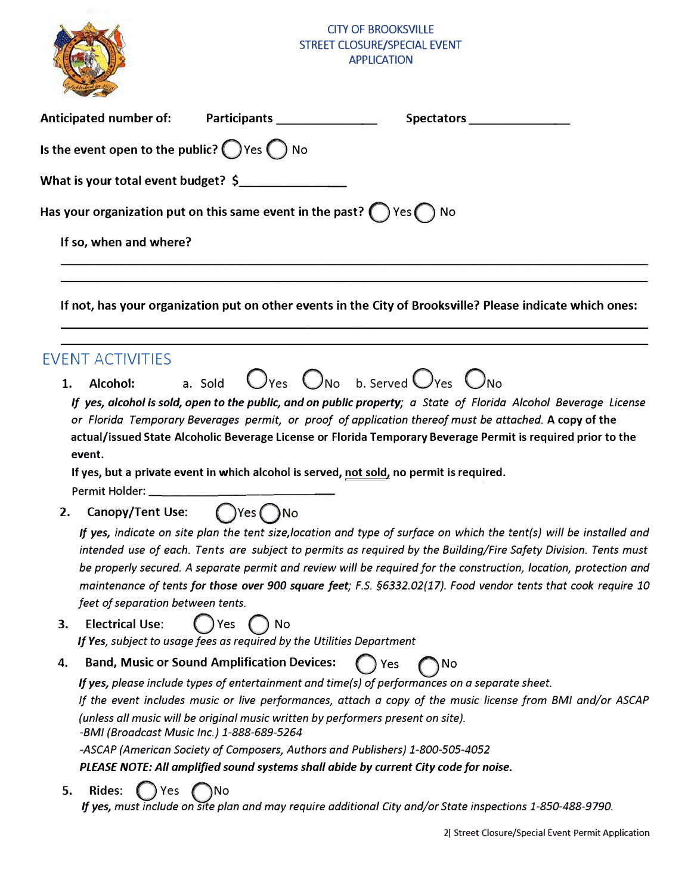CITY OF BROOKSVILLE
STREET CLOSURE/SPECIAL EVENT
APPLICATION

**Anticipated number of:** **Participants** _______________ **Spectators** _______________

**Is the event open to the public?** ◯ Yes ◯ No

**What is your total event budget?** **$**_______________

**Has your organization put on this same event in the past?** ◯ Yes ◯ No

**If so, when and where?**

_______________________________________________________________

_______________________________________________________________

**If not, has your organization put on other events in the City of Brooksville? Please indicate which ones:**

_______________________________________________________________

_______________________________________________________________

## EVENT ACTIVITIES

1. **Alcohol:** a. Sold ◯ Yes ◯ No b. Served ◯ Yes ◯ No

   ***If yes, alcohol is sold, open to the public, and on public property;*** *a State of Florida Alcohol Beverage License or Florida Temporary Beverages permit, or proof of application thereof must be attached.* **A copy of the actual/issued State Alcoholic Beverage License or Florida Temporary Beverage Permit is required prior to the event.**

   **If yes, but a private event in which alcohol is served, not sold, no permit is required.**

   Permit Holder: _______________________________

2. **Canopy/Tent Use:** ◯ Yes ◯ No

   ***If yes,*** *indicate on site plan the tent size, location and type of surface on which the tent(s) will be installed and intended use of each. Tents are subject to permits as required by the Building/Fire Safety Division. Tents must be properly secured. A separate permit and review will be required for the construction, location, protection and maintenance of tents* ***for those over 900 square feet****; F.S. §6332.02(17). Food vendor tents that cook require 10 feet of separation between tents.*

3. **Electrical Use:** ◯ Yes ◯ No

   ***If Yes****, subject to usage fees as required by the Utilities Department*

4. **Band, Music or Sound Amplification Devices:** ◯ Yes ◯ No

   ***If yes****, please include types of entertainment and time(s) of performances on a separate sheet.*

   *If the event includes music or live performances, attach a copy of the music license from BMI and/or ASCAP (unless all music will be original music written by performers present on site).*

   *-BMI (Broadcast Music Inc.) 1-888-689-5264*

   *-ASCAP (American Society of Composers, Authors and Publishers) 1-800-505-4052*

   ***PLEASE NOTE: All amplified sound systems shall abide by current City code for noise.***

5. **Rides:** ◯ Yes ◯ No

   ***If yes,*** *must include on site plan and may require additional City and/or State inspections 1-850-488-9790.*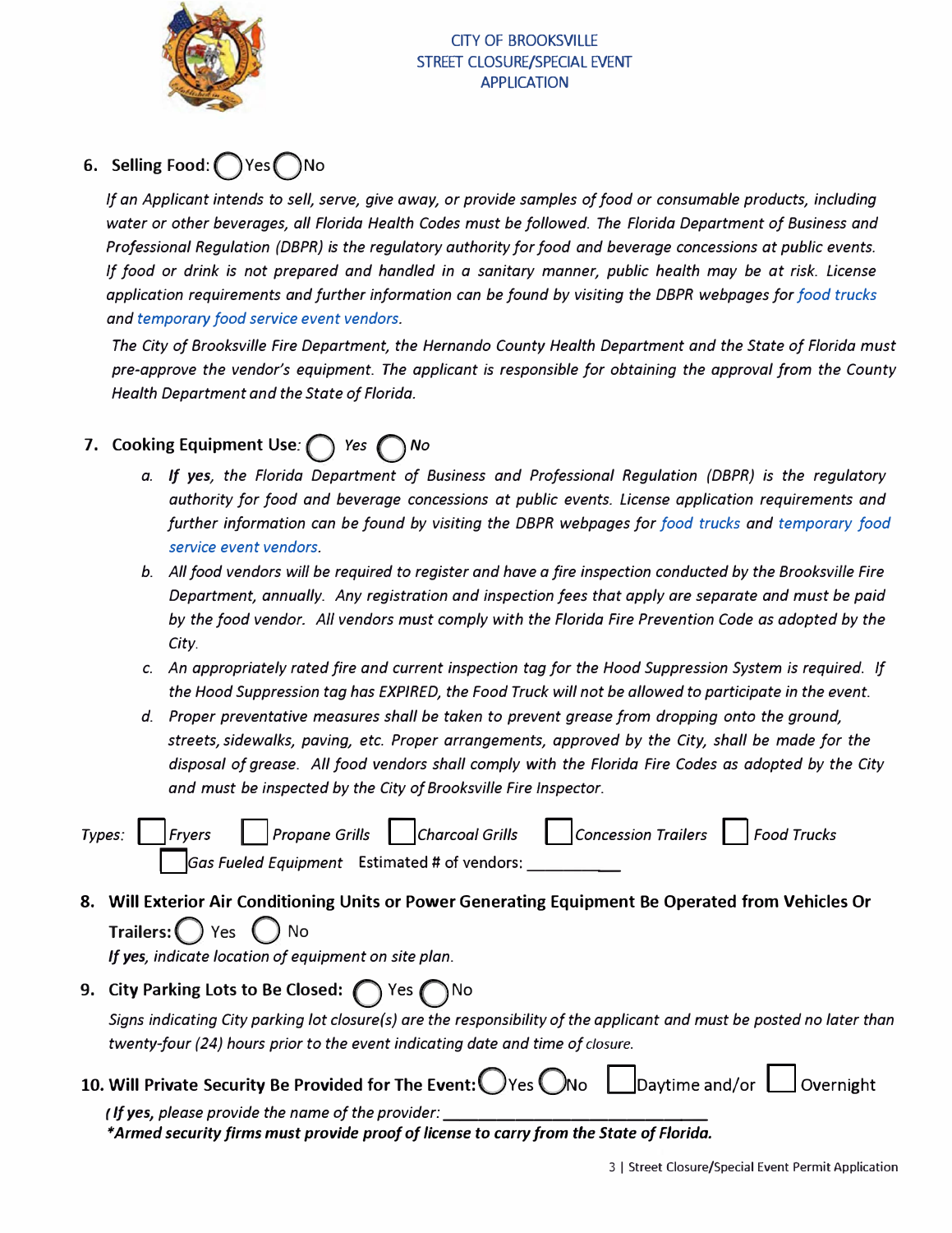CITY OF BROOKSVILLE
STREET CLOSURE/SPECIAL EVENT
APPLICATION

6. **Selling Food:** ◯Yes ◯No

   *If an Applicant intends to sell, serve, give away, or provide samples of food or consumable products, including water or other beverages, all Florida Health Codes must be followed. The Florida Department of Business and Professional Regulation (DBPR) is the regulatory authority for food and beverage concessions at public events. If food or drink is not prepared and handled in a sanitary manner, public health may be at risk. License application requirements and further information can be found by visiting the DBPR webpages for food trucks and temporary food service event vendors.*

   *The City of Brooksville Fire Department, the Hernando County Health Department and the State of Florida must pre-approve the vendor's equipment. The applicant is responsible for obtaining the approval from the County Health Department and the State of Florida.*

7. **Cooking Equipment Use:** ◯ *Yes* ◯ *No*

   a. ***If yes**, the Florida Department of Business and Professional Regulation (DBPR) is the regulatory authority for food and beverage concessions at public events. License application requirements and further information can be found by visiting the DBPR webpages for food trucks and temporary food service event vendors.*
   b. *All food vendors will be required to register and have a fire inspection conducted by the Brooksville Fire Department, annually. Any registration and inspection fees that apply are separate and must be paid by the food vendor. All vendors must comply with the Florida Fire Prevention Code as adopted by the City.*
   c. *An appropriately rated fire and current inspection tag for the Hood Suppression System is required. If the Hood Suppression tag has EXPIRED, the Food Truck will not be allowed to participate in the event.*
   d. *Proper preventative measures shall be taken to prevent grease from dropping onto the ground, streets, sidewalks, paving, etc. Proper arrangements, approved by the City, shall be made for the disposal of grease. All food vendors shall comply with the Florida Fire Codes as adopted by the City and must be inspected by the City of Brooksville Fire Inspector.*

*Types:* ☐ *Fryers* ☐ *Propane Grills* ☐ *Charcoal Grills* ☐ *Concession Trailers* ☐ *Food Trucks* ☐ *Gas Fueled Equipment* Estimated # of vendors: ____________

8. **Will Exterior Air Conditioning Units or Power Generating Equipment Be Operated from Vehicles Or Trailers:** ◯ Yes ◯ No

   ***If yes**, indicate location of equipment on site plan.*

9. **City Parking Lots to Be Closed:** ◯ Yes ◯ No

   *Signs indicating City parking lot closure(s) are the responsibility of the applicant and must be posted no later than twenty-four (24) hours prior to the event indicating date and time of closure.*

10. **Will Private Security Be Provided for The Event:** ◯Yes ◯No ☐ Daytime and/or ☐ Overnight

    *(**If yes**, please provide the name of the provider:* ______________________________

    ***\*Armed security firms must provide proof of license to carry from the State of Florida.***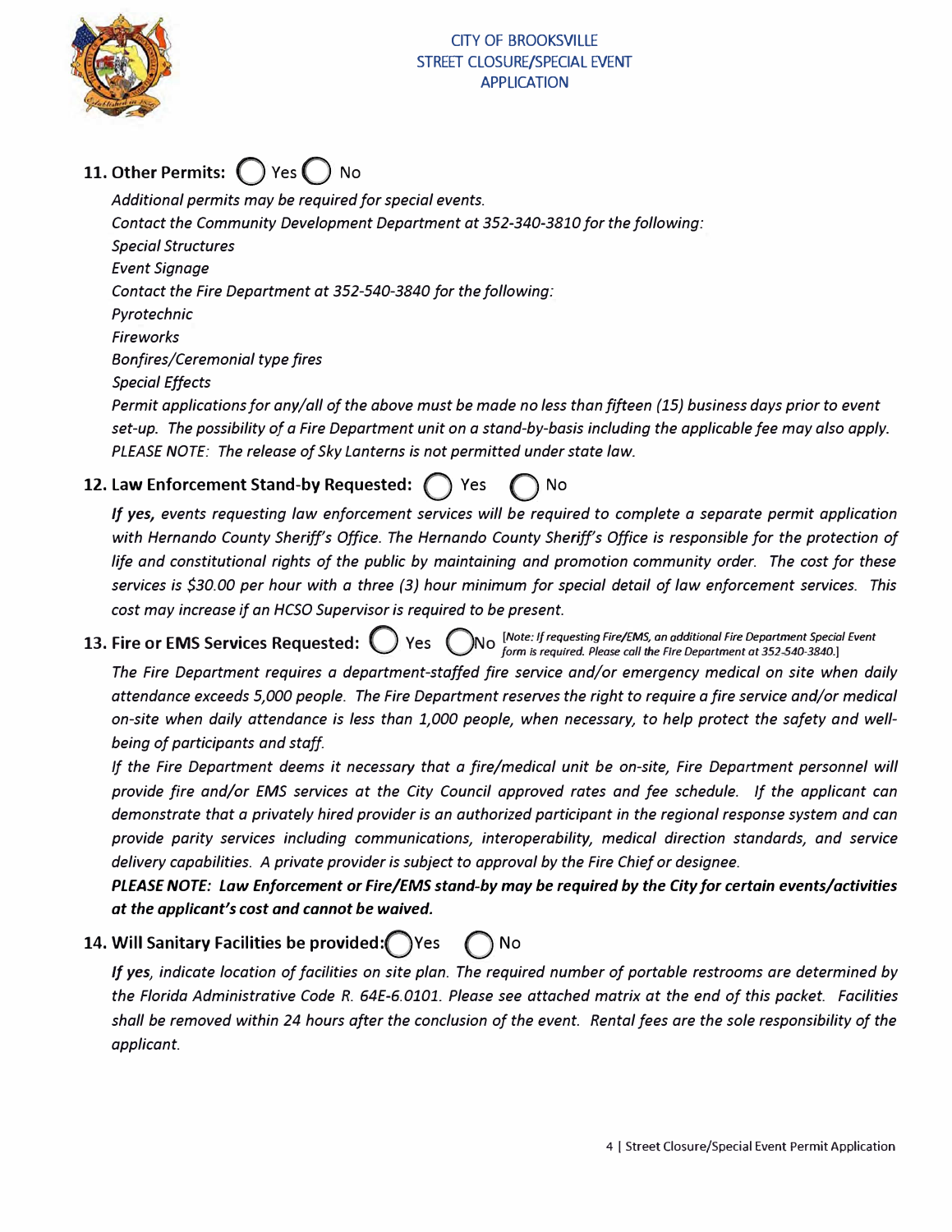CITY OF BROOKSVILLE
STREET CLOSURE/SPECIAL EVENT
APPLICATION

**11. Other Permits:** ◯ Yes ◯ No

*Additional permits may be required for special events.*
*Contact the Community Development Department at 352-340-3810 for the following:*
*Special Structures*
*Event Signage*
*Contact the Fire Department at 352-540-3840 for the following:*
*Pyrotechnic*
*Fireworks*
*Bonfires/Ceremonial type fires*
*Special Effects*
*Permit applications for any/all of the above must be made no less than fifteen (15) business days prior to event set-up. The possibility of a Fire Department unit on a stand-by-basis including the applicable fee may also apply. PLEASE NOTE: The release of Sky Lanterns is not permitted under state law.*

**12. Law Enforcement Stand-by Requested:** ◯ Yes ◯ No

***If yes,*** *events requesting law enforcement services will be required to complete a separate permit application with Hernando County Sheriff's Office. The Hernando County Sheriff's Office is responsible for the protection of life and constitutional rights of the public by maintaining and promotion community order. The cost for these services is $30.00 per hour with a three (3) hour minimum for special detail of law enforcement services. This cost may increase if an HCSO Supervisor is required to be present.*

**13. Fire or EMS Services Requested:** ◯ Yes ◯ No *[Note: If requesting Fire/EMS, an additional Fire Department Special Event form is required. Please call the Fire Department at 352-540-3840.]*

*The Fire Department requires a department-staffed fire service and/or emergency medical on site when daily attendance exceeds 5,000 people. The Fire Department reserves the right to require a fire service and/or medical on-site when daily attendance is less than 1,000 people, when necessary, to help protect the safety and well-being of participants and staff.*

*If the Fire Department deems it necessary that a fire/medical unit be on-site, Fire Department personnel will provide fire and/or EMS services at the City Council approved rates and fee schedule. If the applicant can demonstrate that a privately hired provider is an authorized participant in the regional response system and can provide parity services including communications, interoperability, medical direction standards, and service delivery capabilities. A private provider is subject to approval by the Fire Chief or designee.*

***PLEASE NOTE: Law Enforcement or Fire/EMS stand-by may be required by the City for certain events/activities at the applicant's cost and cannot be waived.***

**14. Will Sanitary Facilities be provided:** ◯ Yes ◯ No

***If yes***, *indicate location of facilities on site plan. The required number of portable restrooms are determined by the Florida Administrative Code R. 64E-6.0101. Please see attached matrix at the end of this packet. Facilities shall be removed within 24 hours after the conclusion of the event. Rental fees are the sole responsibility of the applicant.*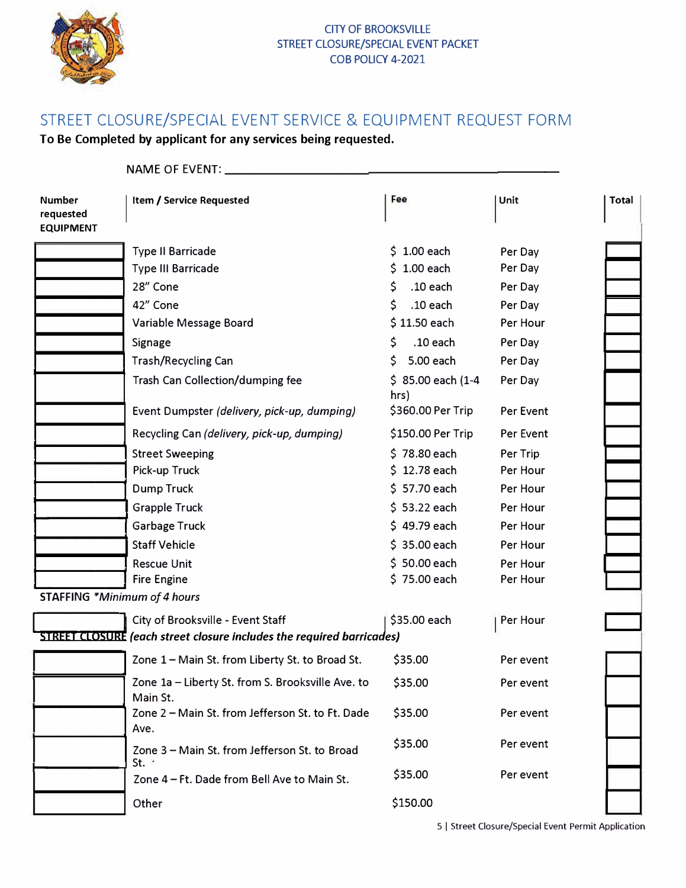CITY OF BROOKSVILLE
STREET CLOSURE/SPECIAL EVENT PACKET
COB POLICY 4-2021

# STREET CLOSURE/SPECIAL EVENT SERVICE & EQUIPMENT REQUEST FORM

**To Be Completed by applicant for any services being requested.**

NAME OF EVENT: ______________________________________________

| Number requested | Item / Service Requested | Fee | Unit | Total |
|---|---|---|---|---|
| **EQUIPMENT** | | | | |
| | Type II Barricade | $ 1.00 each | Per Day | |
| | Type III Barricade | $ 1.00 each | Per Day | |
| | 28" Cone | $ .10 each | Per Day | |
| | 42" Cone | $ .10 each | Per Day | |
| | Variable Message Board | $ 11.50 each | Per Hour | |
| | Signage | $ .10 each | Per Day | |
| | Trash/Recycling Can | $ 5.00 each | Per Day | |
| | Trash Can Collection/dumping fee | $ 85.00 each (1-4 hrs) | Per Day | |
| | Event Dumpster *(delivery, pick-up, dumping)* | $360.00 Per Trip | Per Event | |
| | Recycling Can *(delivery, pick-up, dumping)* | $150.00 Per Trip | Per Event | |
| | Street Sweeping | $ 78.80 each | Per Trip | |
| | Pick-up Truck | $ 12.78 each | Per Hour | |
| | Dump Truck | $ 57.70 each | Per Hour | |
| | Grapple Truck | $ 53.22 each | Per Hour | |
| | Garbage Truck | $ 49.79 each | Per Hour | |
| | Staff Vehicle | $ 35.00 each | Per Hour | |
| | Rescue Unit | $ 50.00 each | Per Hour | |
| | Fire Engine | $ 75.00 each | Per Hour | |
| **STAFFING** *\*Minimum of 4 hours* | | | | |
| | City of Brooksville - Event Staff | $35.00 each | Per Hour | |
| **STREET CLOSURE** *(each street closure includes the required barricades)* | | | | |
| | Zone 1 – Main St. from Liberty St. to Broad St. | $35.00 | Per event | |
| | Zone 1a – Liberty St. from S. Brooksville Ave. to Main St. | $35.00 | Per event | |
| | Zone 2 – Main St. from Jefferson St. to Ft. Dade Ave. | $35.00 | Per event | |
| | Zone 3 – Main St. from Jefferson St. to Broad St. | $35.00 | Per event | |
| | Zone 4 – Ft. Dade from Bell Ave to Main St. | $35.00 | Per event | |
| | Other | $150.00 | | |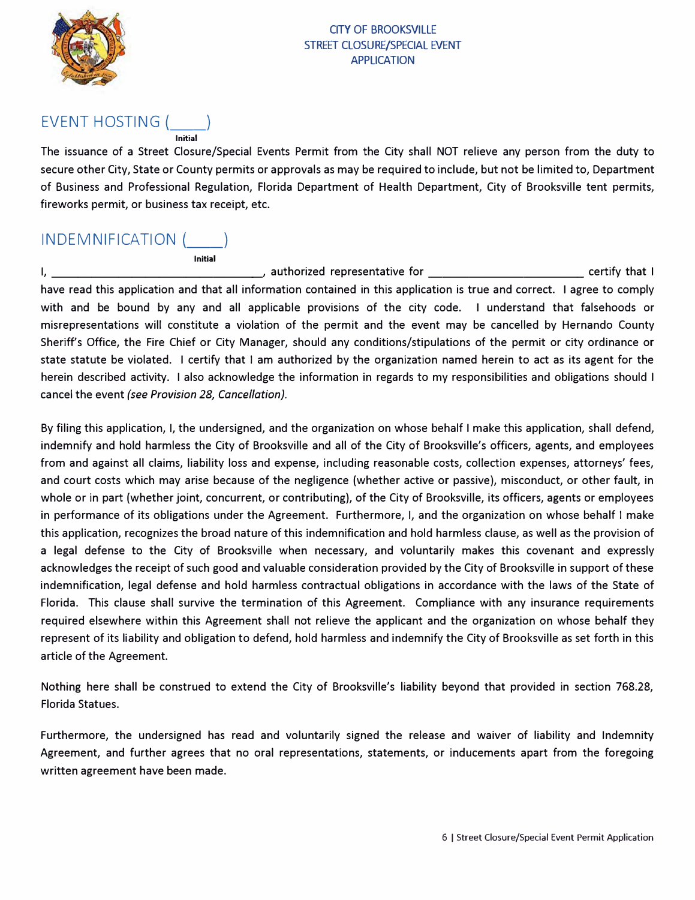CITY OF BROOKSVILLE
STREET CLOSURE/SPECIAL EVENT
APPLICATION

## EVENT HOSTING (____)
Initial

The issuance of a Street Closure/Special Events Permit from the City shall NOT relieve any person from the duty to secure other City, State or County permits or approvals as may be required to include, but not be limited to, Department of Business and Professional Regulation, Florida Department of Health Department, City of Brooksville tent permits, fireworks permit, or business tax receipt, etc.

## INDEMNIFICATION (____)
Initial

I, ________________________________, authorized representative for ________________________ certify that I have read this application and that all information contained in this application is true and correct. I agree to comply with and be bound by any and all applicable provisions of the city code. I understand that falsehoods or misrepresentations will constitute a violation of the permit and the event may be cancelled by Hernando County Sheriff's Office, the Fire Chief or City Manager, should any conditions/stipulations of the permit or city ordinance or state statute be violated. I certify that I am authorized by the organization named herein to act as its agent for the herein described activity. I also acknowledge the information in regards to my responsibilities and obligations should I cancel the event *(see Provision 28, Cancellation).*

By filing this application, I, the undersigned, and the organization on whose behalf I make this application, shall defend, indemnify and hold harmless the City of Brooksville and all of the City of Brooksville's officers, agents, and employees from and against all claims, liability loss and expense, including reasonable costs, collection expenses, attorneys' fees, and court costs which may arise because of the negligence (whether active or passive), misconduct, or other fault, in whole or in part (whether joint, concurrent, or contributing), of the City of Brooksville, its officers, agents or employees in performance of its obligations under the Agreement. Furthermore, I, and the organization on whose behalf I make this application, recognizes the broad nature of this indemnification and hold harmless clause, as well as the provision of a legal defense to the City of Brooksville when necessary, and voluntarily makes this covenant and expressly acknowledges the receipt of such good and valuable consideration provided by the City of Brooksville in support of these indemnification, legal defense and hold harmless contractual obligations in accordance with the laws of the State of Florida. This clause shall survive the termination of this Agreement. Compliance with any insurance requirements required elsewhere within this Agreement shall not relieve the applicant and the organization on whose behalf they represent of its liability and obligation to defend, hold harmless and indemnify the City of Brooksville as set forth in this article of the Agreement.

Nothing here shall be construed to extend the City of Brooksville's liability beyond that provided in section 768.28, Florida Statues.

Furthermore, the undersigned has read and voluntarily signed the release and waiver of liability and Indemnity Agreement, and further agrees that no oral representations, statements, or inducements apart from the foregoing written agreement have been made.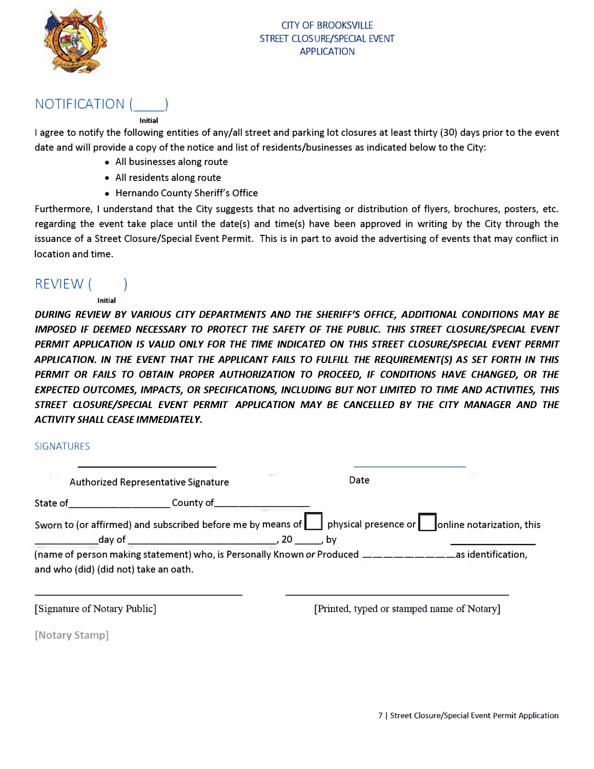CITY OF BROOKSVILLE
STREET CLOSURE/SPECIAL EVENT
APPLICATION

## NOTIFICATION (____)
Initial

I agree to notify the following entities of any/all street and parking lot closures at least thirty (30) days prior to the event date and will provide a copy of the notice and list of residents/businesses as indicated below to the City:

- All businesses along route
- All residents along route
- Hernando County Sheriff's Office

Furthermore, I understand that the City suggests that no advertising or distribution of flyers, brochures, posters, etc. regarding the event take place until the date(s) and time(s) have been approved in writing by the City through the issuance of a Street Closure/Special Event Permit. This is in part to avoid the advertising of events that may conflict in location and time.

## REVIEW (    )
Initial

***DURING REVIEW BY VARIOUS CITY DEPARTMENTS AND THE SHERIFF'S OFFICE, ADDITIONAL CONDITIONS MAY BE IMPOSED IF DEEMED NECESSARY TO PROTECT THE SAFETY OF THE PUBLIC. THIS STREET CLOSURE/SPECIAL EVENT PERMIT APPLICATION IS VALID ONLY FOR THE TIME INDICATED ON THIS STREET CLOSURE/SPECIAL EVENT PERMIT APPLICATION. IN THE EVENT THAT THE APPLICANT FAILS TO FULFILL THE REQUIREMENT(S) AS SET FORTH IN THIS PERMIT OR FAILS TO OBTAIN PROPER AUTHORIZATION TO PROCEED, IF CONDITIONS HAVE CHANGED, OR THE EXPECTED OUTCOMES, IMPACTS, OR SPECIFICATIONS, INCLUDING BUT NOT LIMITED TO TIME AND ACTIVITIES, THIS STREET CLOSURE/SPECIAL EVENT PERMIT APPLICATION MAY BE CANCELLED BY THE CITY MANAGER AND THE ACTIVITY SHALL CEASE IMMEDIATELY.***

### SIGNATURES

__________________________ Authorized Representative Signature

__________________________ Date

State of__________________ County of_________________

Sworn to (or affirmed) and subscribed before me by means of ☐ physical presence or ☐ online notarization, this ___________day of ___________________________, 20 _____, by _______________ (name of person making statement) who, is Personally Known *or* Produced ____________as identification, and who (did) (did not) take an oath.

__________________________ [Signature of Notary Public]

__________________________ [Printed, typed or stamped name of Notary]

[Notary Stamp]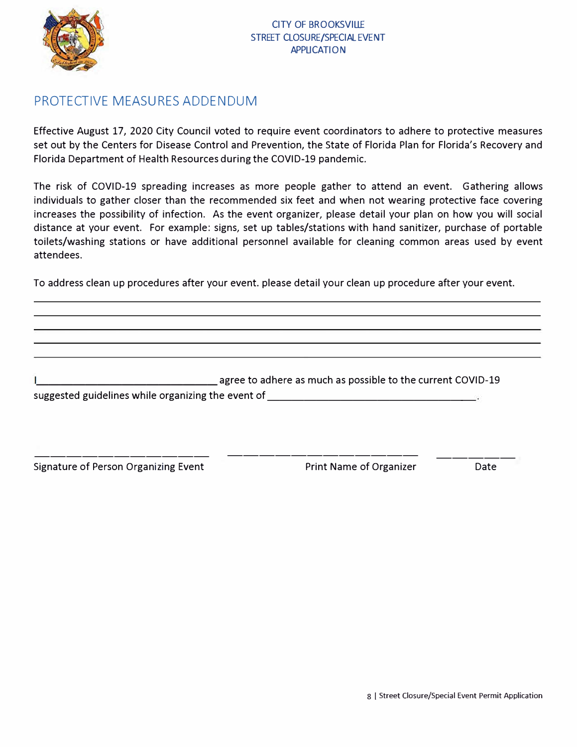CITY OF BROOKSVILLE
STREET CLOSURE/SPECIAL EVENT
APPLICATION

## PROTECTIVE MEASURES ADDENDUM

Effective August 17, 2020 City Council voted to require event coordinators to adhere to protective measures set out by the Centers for Disease Control and Prevention, the State of Florida Plan for Florida's Recovery and Florida Department of Health Resources during the COVID-19 pandemic.

The risk of COVID-19 spreading increases as more people gather to attend an event. Gathering allows individuals to gather closer than the recommended six feet and when not wearing protective face covering increases the possibility of infection. As the event organizer, please detail your plan on how you will social distance at your event. For example: signs, set up tables/stations with hand sanitizer, purchase of portable toilets/washing stations or have additional personnel available for cleaning common areas used by event attendees.

To address clean up procedures after your event. please detail your clean up procedure after your event.

\_\_\_\_\_\_\_\_\_\_\_\_\_\_\_\_\_\_\_\_\_\_\_\_\_\_\_\_\_\_\_\_\_\_\_\_\_\_\_\_\_\_\_\_\_\_\_\_\_\_\_\_\_\_\_\_\_\_\_\_\_\_\_\_\_\_\_\_\_\_\_\_\_\_\_\_

\_\_\_\_\_\_\_\_\_\_\_\_\_\_\_\_\_\_\_\_\_\_\_\_\_\_\_\_\_\_\_\_\_\_\_\_\_\_\_\_\_\_\_\_\_\_\_\_\_\_\_\_\_\_\_\_\_\_\_\_\_\_\_\_\_\_\_\_\_\_\_\_\_\_\_\_

\_\_\_\_\_\_\_\_\_\_\_\_\_\_\_\_\_\_\_\_\_\_\_\_\_\_\_\_\_\_\_\_\_\_\_\_\_\_\_\_\_\_\_\_\_\_\_\_\_\_\_\_\_\_\_\_\_\_\_\_\_\_\_\_\_\_\_\_\_\_\_\_\_\_\_\_

\_\_\_\_\_\_\_\_\_\_\_\_\_\_\_\_\_\_\_\_\_\_\_\_\_\_\_\_\_\_\_\_\_\_\_\_\_\_\_\_\_\_\_\_\_\_\_\_\_\_\_\_\_\_\_\_\_\_\_\_\_\_\_\_\_\_\_\_\_\_\_\_\_\_\_\_

\_\_\_\_\_\_\_\_\_\_\_\_\_\_\_\_\_\_\_\_\_\_\_\_\_\_\_\_\_\_\_\_\_\_\_\_\_\_\_\_\_\_\_\_\_\_\_\_\_\_\_\_\_\_\_\_\_\_\_\_\_\_\_\_\_\_\_\_\_\_\_\_\_\_\_\_

I\_\_\_\_\_\_\_\_\_\_\_\_\_\_\_\_\_\_\_\_\_\_\_\_\_\_\_\_\_\_\_\_ agree to adhere as much as possible to the current COVID-19 suggested guidelines while organizing the event of \_\_\_\_\_\_\_\_\_\_\_\_\_\_\_\_\_\_\_\_\_\_\_\_\_\_\_\_\_\_\_\_\_\_\_.

\_\_\_\_\_\_\_\_\_\_\_\_\_\_\_\_\_\_\_\_\_\_\_\_\_\_\_\_\_\_ \_\_\_\_\_\_\_\_\_\_\_\_\_\_\_\_\_\_\_\_\_\_\_\_\_\_\_\_\_\_ \_\_\_\_\_\_\_\_\_\_\_\_

Signature of Person Organizing Event | Print Name of Organizer | Date